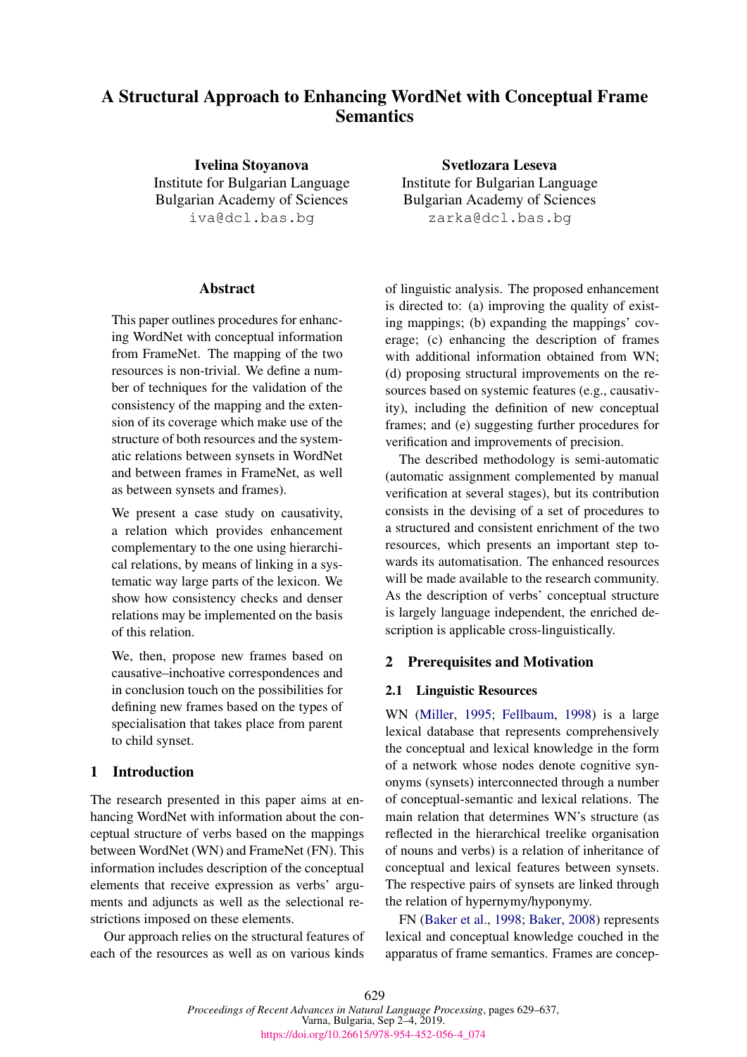# A Structural Approach to Enhancing WordNet with Conceptual Frame Semantics

**Ivelina Stoyanova**
Institute for Bulgarian Language
Bulgarian Academy of Sciences
iva@dcl.bas.bg

**Svetlozara Leseva**
Institute for Bulgarian Language
Bulgarian Academy of Sciences
zarka@dcl.bas.bg

## Abstract

This paper outlines procedures for enhancing WordNet with conceptual information from FrameNet. The mapping of the two resources is non-trivial. We define a number of techniques for the validation of the consistency of the mapping and the extension of its coverage which make use of the structure of both resources and the systematic relations between synsets in WordNet and between frames in FrameNet, as well as between synsets and frames).

We present a case study on causativity, a relation which provides enhancement complementary to the one using hierarchical relations, by means of linking in a systematic way large parts of the lexicon. We show how consistency checks and denser relations may be implemented on the basis of this relation.

We, then, propose new frames based on causative–inchoative correspondences and in conclusion touch on the possibilities for defining new frames based on the types of specialisation that takes place from parent to child synset.

## 1 Introduction

The research presented in this paper aims at enhancing WordNet with information about the conceptual structure of verbs based on the mappings between WordNet (WN) and FrameNet (FN). This information includes description of the conceptual elements that receive expression as verbs' arguments and adjuncts as well as the selectional restrictions imposed on these elements.

Our approach relies on the structural features of each of the resources as well as on various kinds of linguistic analysis. The proposed enhancement is directed to: (a) improving the quality of existing mappings; (b) expanding the mappings' coverage; (c) enhancing the description of frames with additional information obtained from WN; (d) proposing structural improvements on the resources based on systemic features (e.g., causativity), including the definition of new conceptual frames; and (e) suggesting further procedures for verification and improvements of precision.

The described methodology is semi-automatic (automatic assignment complemented by manual verification at several stages), but its contribution consists in the devising of a set of procedures to a structured and consistent enrichment of the two resources, which presents an important step towards its automatisation. The enhanced resources will be made available to the research community. As the description of verbs' conceptual structure is largely language independent, the enriched description is applicable cross-linguistically.

## 2 Prerequisites and Motivation

### 2.1 Linguistic Resources

WN (Miller, 1995; Fellbaum, 1998) is a large lexical database that represents comprehensively the conceptual and lexical knowledge in the form of a network whose nodes denote cognitive synonyms (synsets) interconnected through a number of conceptual-semantic and lexical relations. The main relation that determines WN's structure (as reflected in the hierarchical treelike organisation of nouns and verbs) is a relation of inheritance of conceptual and lexical features between synsets. The respective pairs of synsets are linked through the relation of hypernymy/hyponymy.

FN (Baker et al., 1998; Baker, 2008) represents lexical and conceptual knowledge couched in the apparatus of frame semantics. Frames are concep-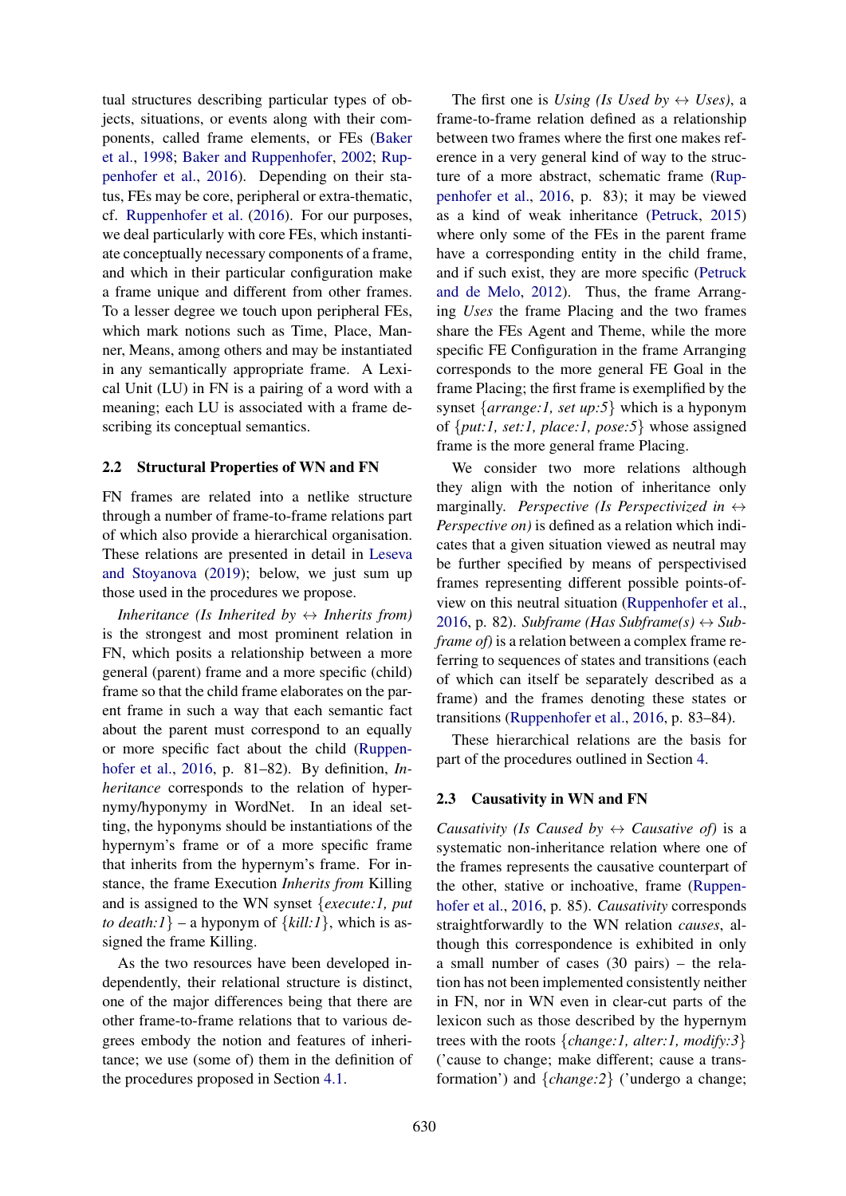tual structures describing particular types of objects, situations, or events along with their components, called frame elements, or FEs (Baker et al., 1998; Baker and Ruppenhofer, 2002; Ruppenhofer et al., 2016). Depending on their status, FEs may be core, peripheral or extra-thematic, cf. Ruppenhofer et al. (2016). For our purposes, we deal particularly with core FEs, which instantiate conceptually necessary components of a frame, and which in their particular configuration make a frame unique and different from other frames. To a lesser degree we touch upon peripheral FEs, which mark notions such as Time, Place, Manner, Means, among others and may be instantiated in any semantically appropriate frame. A Lexical Unit (LU) in FN is a pairing of a word with a meaning; each LU is associated with a frame describing its conceptual semantics.

## 2.2 Structural Properties of WN and FN

FN frames are related into a netlike structure through a number of frame-to-frame relations part of which also provide a hierarchical organisation. These relations are presented in detail in Leseva and Stoyanova (2019); below, we just sum up those used in the procedures we propose.

*Inheritance (Is Inherited by ↔ Inherits from)* is the strongest and most prominent relation in FN, which posits a relationship between a more general (parent) frame and a more specific (child) frame so that the child frame elaborates on the parent frame in such a way that each semantic fact about the parent must correspond to an equally or more specific fact about the child (Ruppenhofer et al., 2016, p. 81–82). By definition, *Inheritance* corresponds to the relation of hypernymy/hyponymy in WordNet. In an ideal setting, the hyponyms should be instantiations of the hypernym's frame or of a more specific frame that inherits from the hypernym's frame. For instance, the frame Execution *Inherits from* Killing and is assigned to the WN synset {*execute:1, put to death:1*} – a hyponym of {*kill:1*}, which is assigned the frame Killing.

As the two resources have been developed independently, their relational structure is distinct, one of the major differences being that there are other frame-to-frame relations that to various degrees embody the notion and features of inheritance; we use (some of) them in the definition of the procedures proposed in Section 4.1.

The first one is *Using (Is Used by ↔ Uses)*, a frame-to-frame relation defined as a relationship between two frames where the first one makes reference in a very general kind of way to the structure of a more abstract, schematic frame (Ruppenhofer et al., 2016, p. 83); it may be viewed as a kind of weak inheritance (Petruck, 2015) where only some of the FEs in the parent frame have a corresponding entity in the child frame, and if such exist, they are more specific (Petruck and de Melo, 2012). Thus, the frame Arranging *Uses* the frame Placing and the two frames share the FEs Agent and Theme, while the more specific FE Configuration in the frame Arranging corresponds to the more general FE Goal in the frame Placing; the first frame is exemplified by the synset {*arrange:1, set up:5*} which is a hyponym of {*put:1, set:1, place:1, pose:5*} whose assigned frame is the more general frame Placing.

We consider two more relations although they align with the notion of inheritance only marginally. *Perspective (Is Perspectivized in ↔ Perspective on)* is defined as a relation which indicates that a given situation viewed as neutral may be further specified by means of perspectivised frames representing different possible points-of-view on this neutral situation (Ruppenhofer et al., 2016, p. 82). *Subframe (Has Subframe(s) ↔ Subframe of)* is a relation between a complex frame referring to sequences of states and transitions (each of which can itself be separately described as a frame) and the frames denoting these states or transitions (Ruppenhofer et al., 2016, p. 83–84).

These hierarchical relations are the basis for part of the procedures outlined in Section 4.

## 2.3 Causativity in WN and FN

*Causativity (Is Caused by ↔ Causative of)* is a systematic non-inheritance relation where one of the frames represents the causative counterpart of the other, stative or inchoative, frame (Ruppenhofer et al., 2016, p. 85). *Causativity* corresponds straightforwardly to the WN relation *causes*, although this correspondence is exhibited in only a small number of cases (30 pairs) – the relation has not been implemented consistently neither in FN, nor in WN even in clear-cut parts of the lexicon such as those described by the hypernym trees with the roots {*change:1, alter:1, modify:3*} ('cause to change; make different; cause a transformation') and {*change:2*} ('undergo a change;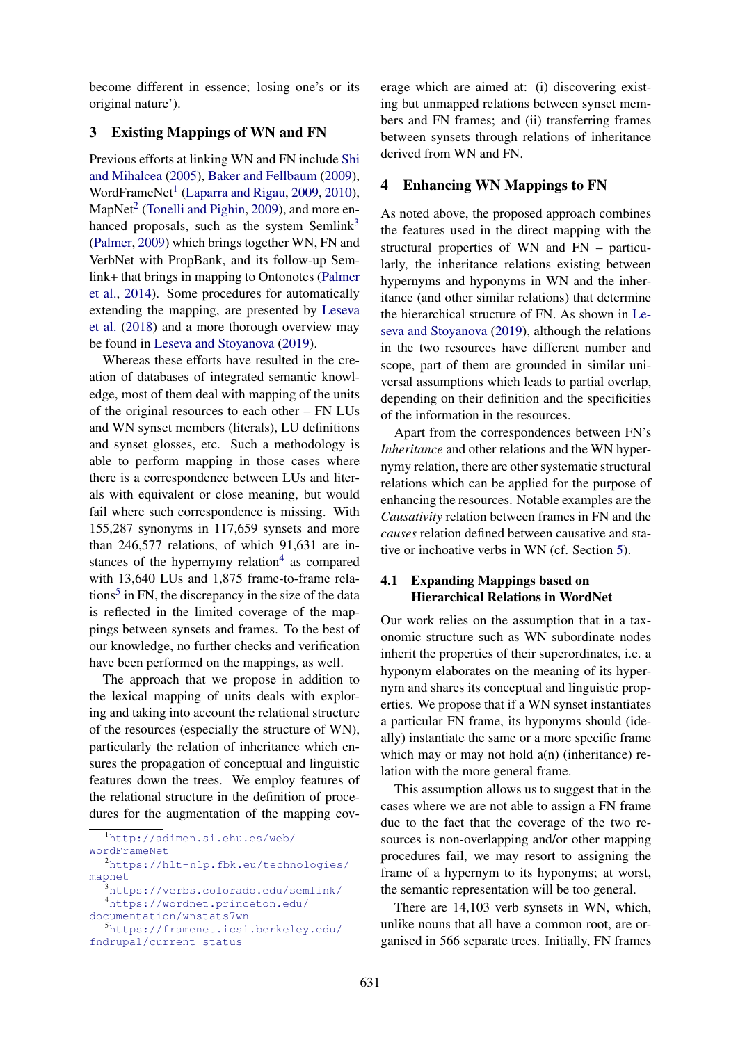become different in essence; losing one's or its original nature').

## 3 Existing Mappings of WN and FN

Previous efforts at linking WN and FN include Shi and Mihalcea (2005), Baker and Fellbaum (2009), WordFrameNet[1] (Laparra and Rigau, 2009, 2010), MapNet[2] (Tonelli and Pighin, 2009), and more enhanced proposals, such as the system Semlink[3] (Palmer, 2009) which brings together WN, FN and VerbNet with PropBank, and its follow-up Semlink+ that brings in mapping to Ontonotes (Palmer et al., 2014). Some procedures for automatically extending the mapping, are presented by Leseva et al. (2018) and a more thorough overview may be found in Leseva and Stoyanova (2019).

Whereas these efforts have resulted in the creation of databases of integrated semantic knowledge, most of them deal with mapping of the units of the original resources to each other – FN LUs and WN synset members (literals), LU definitions and synset glosses, etc. Such a methodology is able to perform mapping in those cases where there is a correspondence between LUs and literals with equivalent or close meaning, but would fail where such correspondence is missing. With 155,287 synonyms in 117,659 synsets and more than 246,577 relations, of which 91,631 are instances of the hypernymy relation[4] as compared with 13,640 LUs and 1,875 frame-to-frame relations[5] in FN, the discrepancy in the size of the data is reflected in the limited coverage of the mappings between synsets and frames. To the best of our knowledge, no further checks and verification have been performed on the mappings, as well.

The approach that we propose in addition to the lexical mapping of units deals with exploring and taking into account the relational structure of the resources (especially the structure of WN), particularly the relation of inheritance which ensures the propagation of conceptual and linguistic features down the trees. We employ features of the relational structure in the definition of procedures for the augmentation of the mapping coverage which are aimed at: (i) discovering existing but unmapped relations between synset members and FN frames; and (ii) transferring frames between synsets through relations of inheritance derived from WN and FN.

[1] http://adimen.si.ehu.es/web/WordFrameNet

[2] https://hlt-nlp.fbk.eu/technologies/mapnet

[3] https://verbs.colorado.edu/semlink/

[4] https://wordnet.princeton.edu/documentation/wnstats7wn

[5] https://framenet.icsi.berkeley.edu/fndrupal/current_status

## 4 Enhancing WN Mappings to FN

As noted above, the proposed approach combines the features used in the direct mapping with the structural properties of WN and FN – particularly, the inheritance relations existing between hypernyms and hyponyms in WN and the inheritance (and other similar relations) that determine the hierarchical structure of FN. As shown in Leseva and Stoyanova (2019), although the relations in the two resources have different number and scope, part of them are grounded in similar universal assumptions which leads to partial overlap, depending on their definition and the specificities of the information in the resources.

Apart from the correspondences between FN's *Inheritance* and other relations and the WN hypernymy relation, there are other systematic structural relations which can be applied for the purpose of enhancing the resources. Notable examples are the *Causativity* relation between frames in FN and the *causes* relation defined between causative and stative or inchoative verbs in WN (cf. Section 5).

### 4.1 Expanding Mappings based on Hierarchical Relations in WordNet

Our work relies on the assumption that in a taxonomic structure such as WN subordinate nodes inherit the properties of their superordinates, i.e. a hyponym elaborates on the meaning of its hypernym and shares its conceptual and linguistic properties. We propose that if a WN synset instantiates a particular FN frame, its hyponyms should (ideally) instantiate the same or a more specific frame which may or may not hold a(n) (inheritance) relation with the more general frame.

This assumption allows us to suggest that in the cases where we are not able to assign a FN frame due to the fact that the coverage of the two resources is non-overlapping and/or other mapping procedures fail, we may resort to assigning the frame of a hypernym to its hyponyms; at worst, the semantic representation will be too general.

There are 14,103 verb synsets in WN, which, unlike nouns that all have a common root, are organised in 566 separate trees. Initially, FN frames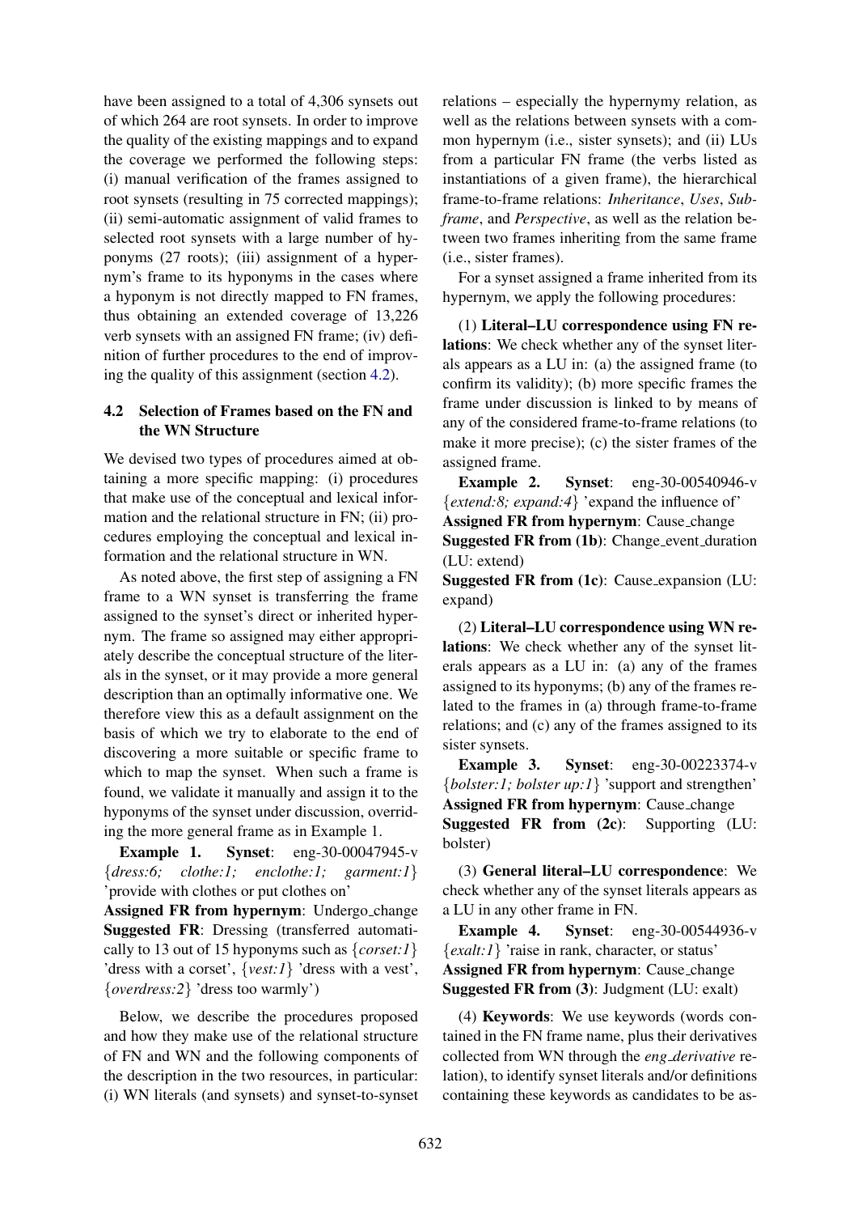have been assigned to a total of 4,306 synsets out of which 264 are root synsets. In order to improve the quality of the existing mappings and to expand the coverage we performed the following steps: (i) manual verification of the frames assigned to root synsets (resulting in 75 corrected mappings); (ii) semi-automatic assignment of valid frames to selected root synsets with a large number of hyponyms (27 roots); (iii) assignment of a hypernym's frame to its hyponyms in the cases where a hyponym is not directly mapped to FN frames, thus obtaining an extended coverage of 13,226 verb synsets with an assigned FN frame; (iv) definition of further procedures to the end of improving the quality of this assignment (section 4.2).

### 4.2 Selection of Frames based on the FN and the WN Structure

We devised two types of procedures aimed at obtaining a more specific mapping: (i) procedures that make use of the conceptual and lexical information and the relational structure in FN; (ii) procedures employing the conceptual and lexical information and the relational structure in WN.

As noted above, the first step of assigning a FN frame to a WN synset is transferring the frame assigned to the synset's direct or inherited hypernym. The frame so assigned may either appropriately describe the conceptual structure of the literals in the synset, or it may provide a more general description than an optimally informative one. We therefore view this as a default assignment on the basis of which we try to elaborate to the end of discovering a more suitable or specific frame to which to map the synset. When such a frame is found, we validate it manually and assign it to the hyponyms of the synset under discussion, overriding the more general frame as in Example 1.

**Example 1.** **Synset**: eng-30-00047945-v {*dress:6; clothe:1; enclothe:1; garment:1*} 'provide with clothes or put clothes on'
**Assigned FR from hypernym**: Undergo_change
**Suggested FR**: Dressing (transferred automatically to 13 out of 15 hyponyms such as {*corset:1*} 'dress with a corset', {*vest:1*} 'dress with a vest', {*overdress:2*} 'dress too warmly')

Below, we describe the procedures proposed and how they make use of the relational structure of FN and WN and the following components of the description in the two resources, in particular: (i) WN literals (and synsets) and synset-to-synset relations – especially the hypernymy relation, as well as the relations between synsets with a common hypernym (i.e., sister synsets); and (ii) LUs from a particular FN frame (the verbs listed as instantiations of a given frame), the hierarchical frame-to-frame relations: *Inheritance*, *Uses*, *Subframe*, and *Perspective*, as well as the relation between two frames inheriting from the same frame (i.e., sister frames).

For a synset assigned a frame inherited from its hypernym, we apply the following procedures:

(1) **Literal–LU correspondence using FN relations**: We check whether any of the synset literals appears as a LU in: (a) the assigned frame (to confirm its validity); (b) more specific frames the frame under discussion is linked to by means of any of the considered frame-to-frame relations (to make it more precise); (c) the sister frames of the assigned frame.

**Example 2.** **Synset**: eng-30-00540946-v {*extend:8; expand:4*} 'expand the influence of'
**Assigned FR from hypernym**: Cause_change
**Suggested FR from (1b)**: Change_event_duration (LU: extend)
**Suggested FR from (1c)**: Cause_expansion (LU: expand)

(2) **Literal–LU correspondence using WN relations**: We check whether any of the synset literals appears as a LU in: (a) any of the frames assigned to its hyponyms; (b) any of the frames related to the frames in (a) through frame-to-frame relations; and (c) any of the frames assigned to its sister synsets.

**Example 3.** **Synset**: eng-30-00223374-v {*bolster:1; bolster up:1*} 'support and strengthen'
**Assigned FR from hypernym**: Cause_change
**Suggested FR from (2c)**: Supporting (LU: bolster)

(3) **General literal–LU correspondence**: We check whether any of the synset literals appears as a LU in any other frame in FN.

**Example 4.** **Synset**: eng-30-00544936-v {*exalt:1*} 'raise in rank, character, or status'
**Assigned FR from hypernym**: Cause_change
**Suggested FR from (3)**: Judgment (LU: exalt)

(4) **Keywords**: We use keywords (words contained in the FN frame name, plus their derivatives collected from WN through the *eng_derivative* relation), to identify synset literals and/or definitions containing these keywords as candidates to be as-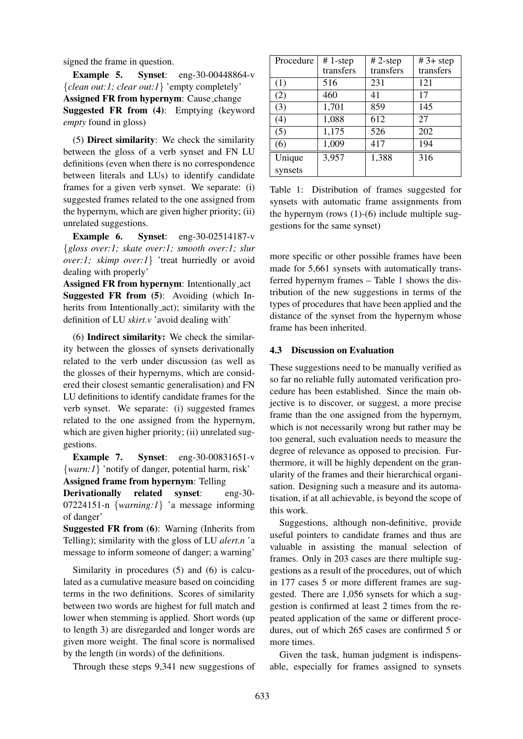signed the frame in question.

**Example 5.** **Synset**: eng-30-00448864-v {*clean out:1; clear out:1*} 'empty completely'
**Assigned FR from hypernym**: Cause_change
**Suggested FR from (4)**: Emptying (keyword *empty* found in gloss)

(5) **Direct similarity**: We check the similarity between the gloss of a verb synset and FN LU definitions (even when there is no correspondence between literals and LUs) to identify candidate frames for a given verb synset. We separate: (i) suggested frames related to the one assigned from the hypernym, which are given higher priority; (ii) unrelated suggestions.

**Example 6.** **Synset**: eng-30-02514187-v {*gloss over:1; skate over:1; smooth over:1; slur over:1; skimp over:1*} 'treat hurriedly or avoid dealing with properly'
**Assigned FR from hypernym**: Intentionally_act
**Suggested FR from (5)**: Avoiding (which Inherits from Intentionally_act); similarity with the definition of LU *skirt.v* 'avoid dealing with'

(6) **Indirect similarity:** We check the similarity between the glosses of synsets derivationally related to the verb under discussion (as well as the glosses of their hypernyms, which are considered their closest semantic generalisation) and FN LU definitions to identify candidate frames for the verb synset. We separate: (i) suggested frames related to the one assigned from the hypernym, which are given higher priority; (ii) unrelated suggestions.

**Example 7.** **Synset**: eng-30-00831651-v {*warn:1*} 'notify of danger, potential harm, risk'
**Assigned frame from hypernym**: Telling
**Derivationally related synset**: eng-30-07224151-n {*warning:1*} 'a message informing of danger'
**Suggested FR from (6)**: Warning (Inherits from Telling); similarity with the gloss of LU *alert.n* 'a message to inform someone of danger; a warning'

Similarity in procedures (5) and (6) is calculated as a cumulative measure based on coinciding terms in the two definitions. Scores of similarity between two words are highest for full match and lower when stemming is applied. Short words (up to length 3) are disregarded and longer words are given more weight. The final score is normalised by the length (in words) of the definitions.

Through these steps 9,341 new suggestions of more specific or other possible frames have been made for 5,661 synsets with automatically transferred hypernym frames – Table 1 shows the distribution of the new suggestions in terms of the types of procedures that have been applied and the distance of the synset from the hypernym whose frame has been inherited.

| Procedure | # 1-step transfers | # 2-step transfers | # 3+ step transfers |
|---|---|---|---|
| (1) | 516 | 231 | 121 |
| (2) | 460 | 41 | 17 |
| (3) | 1,701 | 859 | 145 |
| (4) | 1,088 | 612 | 27 |
| (5) | 1,175 | 526 | 202 |
| (6) | 1,009 | 417 | 194 |
| Unique synsets | 3,957 | 1,388 | 316 |

Table 1: Distribution of frames suggested for synsets with automatic frame assignments from the hypernym (rows (1)-(6) include multiple suggestions for the same synset)

### 4.3 Discussion on Evaluation

These suggestions need to be manually verified as so far no reliable fully automated verification procedure has been established. Since the main objective is to discover, or suggest, a more precise frame than the one assigned from the hypernym, which is not necessarily wrong but rather may be too general, such evaluation needs to measure the degree of relevance as opposed to precision. Furthermore, it will be highly dependent on the granularity of the frames and their hierarchical organisation. Designing such a measure and its automatisation, if at all achievable, is beyond the scope of this work.

Suggestions, although non-definitive, provide useful pointers to candidate frames and thus are valuable in assisting the manual selection of frames. Only in 203 cases are there multiple suggestions as a result of the procedures, out of which in 177 cases 5 or more different frames are suggested. There are 1,056 synsets for which a suggestion is confirmed at least 2 times from the repeated application of the same or different procedures, out of which 265 cases are confirmed 5 or more times.

Given the task, human judgment is indispensable, especially for frames assigned to synsets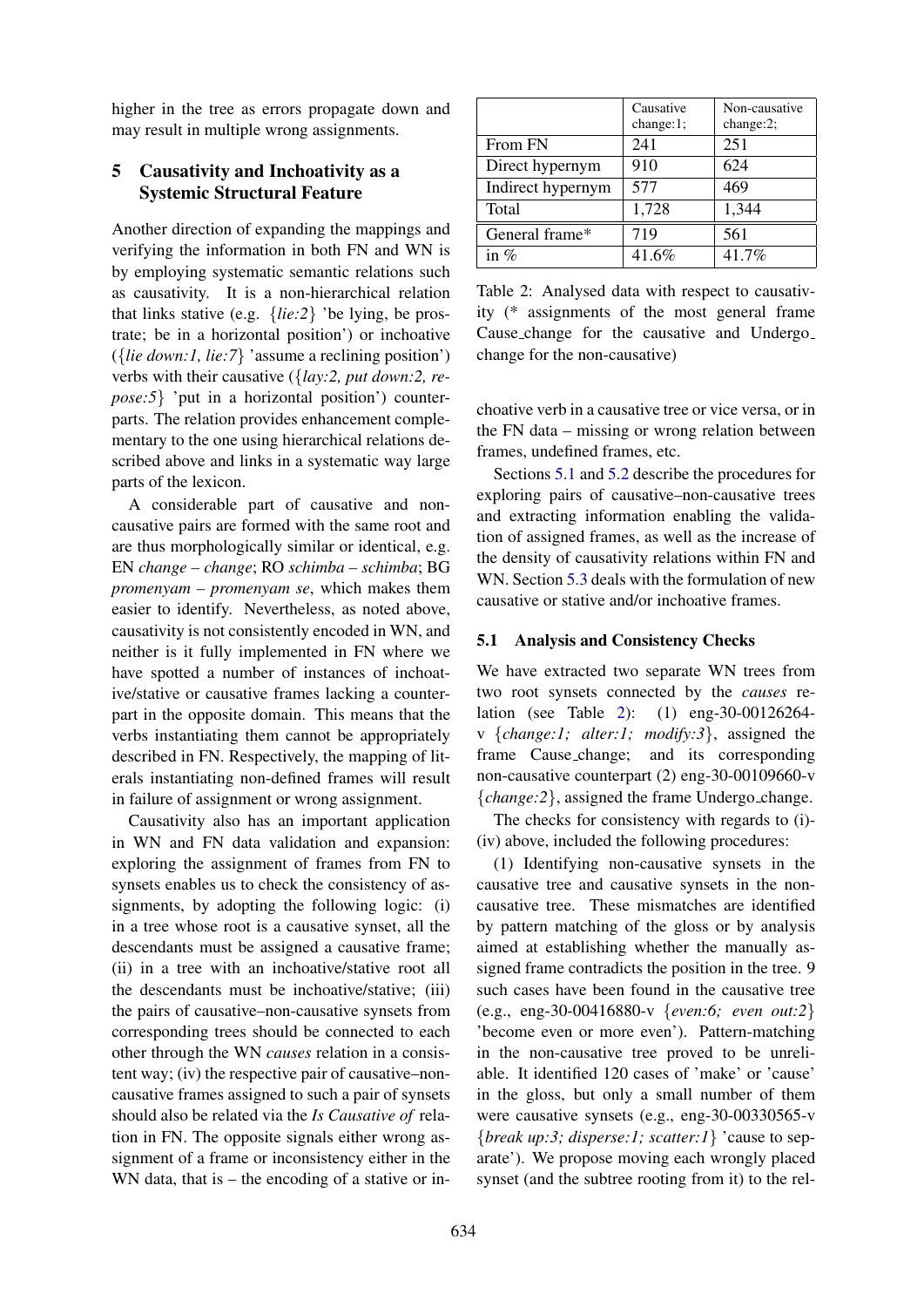higher in the tree as errors propagate down and may result in multiple wrong assignments.

## 5 Causativity and Inchoativity as a Systemic Structural Feature

Another direction of expanding the mappings and verifying the information in both FN and WN is by employing systematic semantic relations such as causativity. It is a non-hierarchical relation that links stative (e.g. {*lie:2*} 'be lying, be prostrate; be in a horizontal position') or inchoative ({*lie down:1, lie:7*} 'assume a reclining position') verbs with their causative ({*lay:2, put down:2, repose:5*} 'put in a horizontal position') counterparts. The relation provides enhancement complementary to the one using hierarchical relations described above and links in a systematic way large parts of the lexicon.

A considerable part of causative and non-causative pairs are formed with the same root and are thus morphologically similar or identical, e.g. EN *change – change*; RO *schimba – schimba*; BG *promenyam – promenyam se*, which makes them easier to identify. Nevertheless, as noted above, causativity is not consistently encoded in WN, and neither is it fully implemented in FN where we have spotted a number of instances of inchoative/stative or causative frames lacking a counterpart in the opposite domain. This means that the verbs instantiating them cannot be appropriately described in FN. Respectively, the mapping of literals instantiating non-defined frames will result in failure of assignment or wrong assignment.

Causativity also has an important application in WN and FN data validation and expansion: exploring the assignment of frames from FN to synsets enables us to check the consistency of assignments, by adopting the following logic: (i) in a tree whose root is a causative synset, all the descendants must be assigned a causative frame; (ii) in a tree with an inchoative/stative root all the descendants must be inchoative/stative; (iii) the pairs of causative–non-causative synsets from corresponding trees should be connected to each other through the WN *causes* relation in a consistent way; (iv) the respective pair of causative–non-causative frames assigned to such a pair of synsets should also be related via the *Is Causative of* relation in FN. The opposite signals either wrong assignment of a frame or inconsistency either in the WN data, that is – the encoding of a stative or inchoative verb in a causative tree or vice versa, or in the FN data – missing or wrong relation between frames, undefined frames, etc.

| | Causative change:1; | Non-causative change:2; |
|---|---|---|
| From FN | 241 | 251 |
| Direct hypernym | 910 | 624 |
| Indirect hypernym | 577 | 469 |
| Total | 1,728 | 1,344 |
| General frame* | 719 | 561 |
| in % | 41.6% | 41.7% |

Table 2: Analysed data with respect to causativity (* assignments of the most general frame Cause_change for the causative and Undergo_change for the non-causative)

Sections 5.1 and 5.2 describe the procedures for exploring pairs of causative–non-causative trees and extracting information enabling the validation of assigned frames, as well as the increase of the density of causativity relations within FN and WN. Section 5.3 deals with the formulation of new causative or stative and/or inchoative frames.

### 5.1 Analysis and Consistency Checks

We have extracted two separate WN trees from two root synsets connected by the *causes* relation (see Table 2): (1) eng-30-00126264-v {*change:1; alter:1; modify:3*}, assigned the frame Cause_change; and its corresponding non-causative counterpart (2) eng-30-00109660-v {*change:2*}, assigned the frame Undergo_change.

The checks for consistency with regards to (i)-(iv) above, included the following procedures:

(1) Identifying non-causative synsets in the causative tree and causative synsets in the non-causative tree. These mismatches are identified by pattern matching of the gloss or by analysis aimed at establishing whether the manually assigned frame contradicts the position in the tree. 9 such cases have been found in the causative tree (e.g., eng-30-00416880-v {*even:6; even out:2*} 'become even or more even'). Pattern-matching in the non-causative tree proved to be unreliable. It identified 120 cases of 'make' or 'cause' in the gloss, but only a small number of them were causative synsets (e.g., eng-30-00330565-v {*break up:3; disperse:1; scatter:1*} 'cause to separate'). We propose moving each wrongly placed synset (and the subtree rooting from it) to the rel-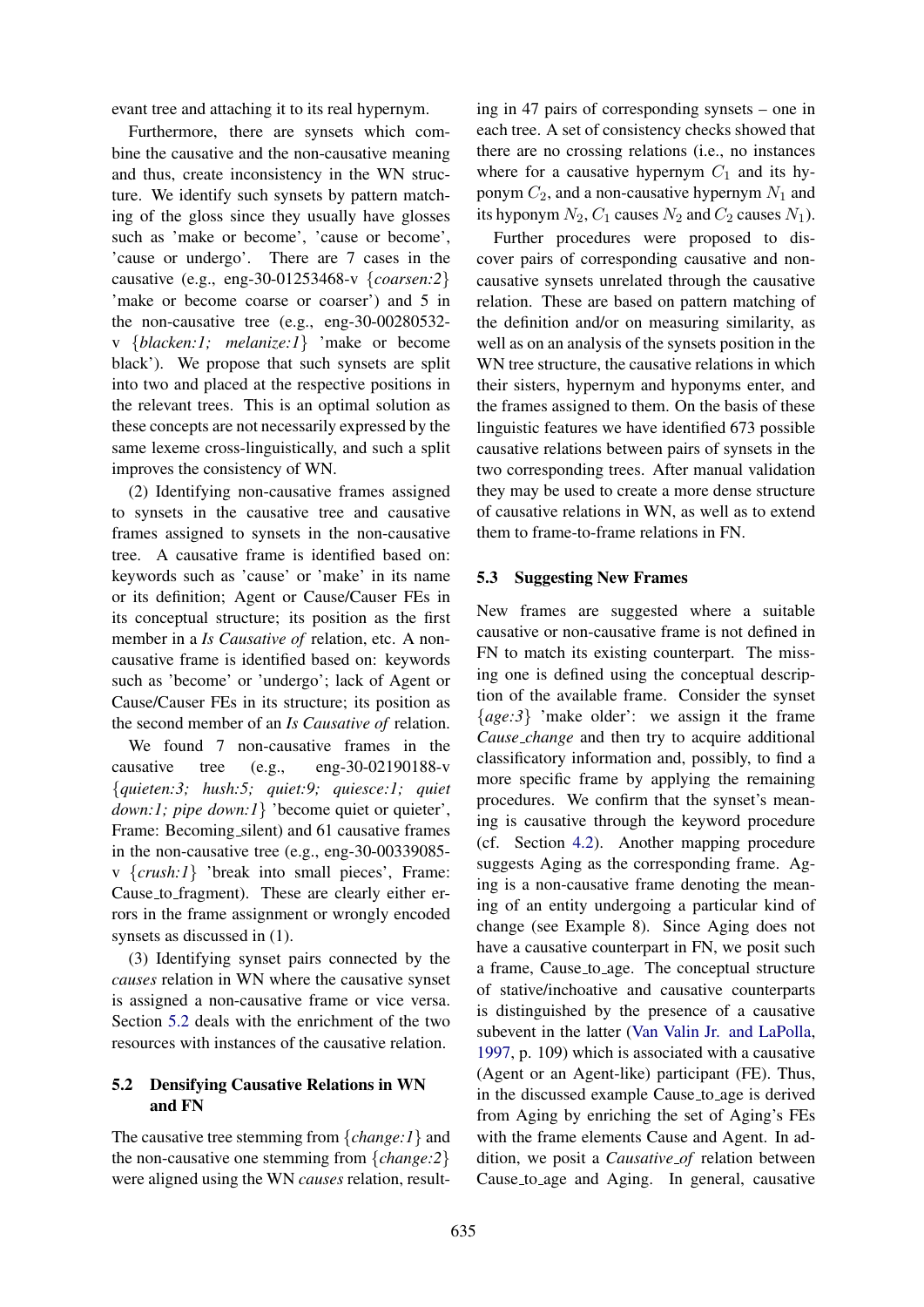evant tree and attaching it to its real hypernym.

Furthermore, there are synsets which combine the causative and the non-causative meaning and thus, create inconsistency in the WN structure. We identify such synsets by pattern matching of the gloss since they usually have glosses such as 'make or become', 'cause or become', 'cause or undergo'. There are 7 cases in the causative (e.g., eng-30-01253468-v {*coarsen:2*} 'make or become coarse or coarser') and 5 in the non-causative tree (e.g., eng-30-00280532-v {*blacken:1; melanize:1*} 'make or become black'). We propose that such synsets are split into two and placed at the respective positions in the relevant trees. This is an optimal solution as these concepts are not necessarily expressed by the same lexeme cross-linguistically, and such a split improves the consistency of WN.

(2) Identifying non-causative frames assigned to synsets in the causative tree and causative frames assigned to synsets in the non-causative tree. A causative frame is identified based on: keywords such as 'cause' or 'make' in its name or its definition; Agent or Cause/Causer FEs in its conceptual structure; its position as the first member in a *Is Causative of* relation, etc. A non-causative frame is identified based on: keywords such as 'become' or 'undergo'; lack of Agent or Cause/Causer FEs in its structure; its position as the second member of an *Is Causative of* relation.

We found 7 non-causative frames in the causative tree (e.g., eng-30-02190188-v {*quieten:3; hush:5; quiet:9; quiesce:1; quiet down:1; pipe down:1*} 'become quiet or quieter', Frame: Becoming_silent) and 61 causative frames in the non-causative tree (e.g., eng-30-00339085-v {*crush:1*} 'break into small pieces', Frame: Cause_to_fragment). These are clearly either errors in the frame assignment or wrongly encoded synsets as discussed in (1).

(3) Identifying synset pairs connected by the *causes* relation in WN where the causative synset is assigned a non-causative frame or vice versa. Section 5.2 deals with the enrichment of the two resources with instances of the causative relation.

## 5.2 Densifying Causative Relations in WN and FN

The causative tree stemming from {*change:1*} and the non-causative one stemming from {*change:2*} were aligned using the WN *causes* relation, resulting in 47 pairs of corresponding synsets – one in each tree. A set of consistency checks showed that there are no crossing relations (i.e., no instances where for a causative hypernym $C_1$ and its hyponym $C_2$, and a non-causative hypernym $N_1$ and its hyponym $N_2$, $C_1$ causes $N_2$ and $C_2$ causes $N_1$).

Further procedures were proposed to discover pairs of corresponding causative and non-causative synsets unrelated through the causative relation. These are based on pattern matching of the definition and/or on measuring similarity, as well as on an analysis of the synsets position in the WN tree structure, the causative relations in which their sisters, hypernym and hyponyms enter, and the frames assigned to them. On the basis of these linguistic features we have identified 673 possible causative relations between pairs of synsets in the two corresponding trees. After manual validation they may be used to create a more dense structure of causative relations in WN, as well as to extend them to frame-to-frame relations in FN.

## 5.3 Suggesting New Frames

New frames are suggested where a suitable causative or non-causative frame is not defined in FN to match its existing counterpart. The missing one is defined using the conceptual description of the available frame. Consider the synset {*age:3*} 'make older': we assign it the frame *Cause_change* and then try to acquire additional classificatory information and, possibly, to find a more specific frame by applying the remaining procedures. We confirm that the synset's meaning is causative through the keyword procedure (cf. Section 4.2). Another mapping procedure suggests Aging as the corresponding frame. Aging is a non-causative frame denoting the meaning of an entity undergoing a particular kind of change (see Example 8). Since Aging does not have a causative counterpart in FN, we posit such a frame, Cause_to_age. The conceptual structure of stative/inchoative and causative counterparts is distinguished by the presence of a causative subevent in the latter (Van Valin Jr. and LaPolla, 1997, p. 109) which is associated with a causative (Agent or an Agent-like) participant (FE). Thus, in the discussed example Cause_to_age is derived from Aging by enriching the set of Aging's FEs with the frame elements Cause and Agent. In addition, we posit a *Causative_of* relation between Cause_to_age and Aging. In general, causative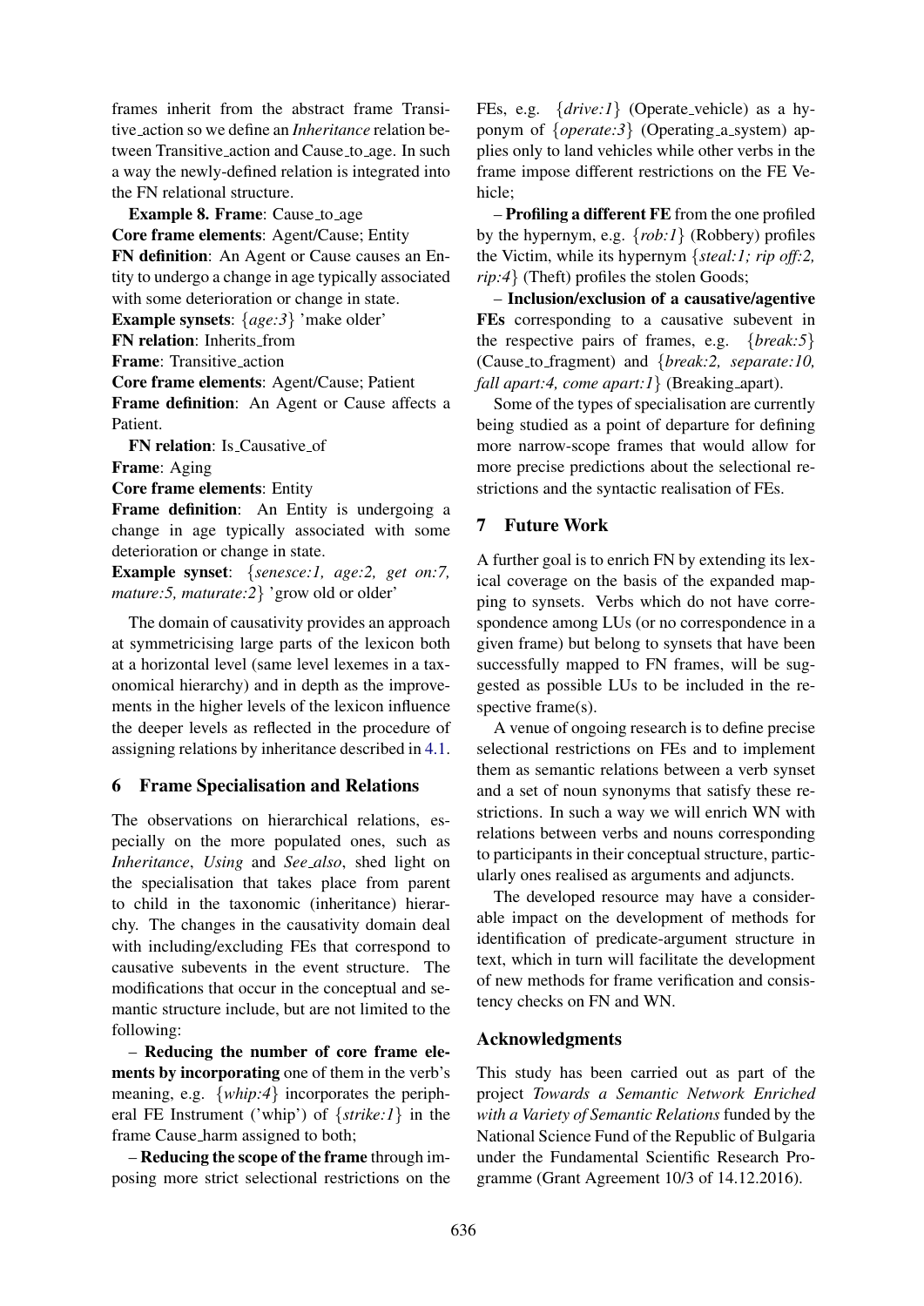frames inherit from the abstract frame Transitive_action so we define an *Inheritance* relation between Transitive_action and Cause_to_age. In such a way the newly-defined relation is integrated into the FN relational structure.

**Example 8. Frame**: Cause_to_age
**Core frame elements**: Agent/Cause; Entity
**FN definition**: An Agent or Cause causes an Entity to undergo a change in age typically associated with some deterioration or change in state.
**Example synsets**: {*age:3*} 'make older'
**FN relation**: Inherits_from
**Frame**: Transitive_action
**Core frame elements**: Agent/Cause; Patient
**Frame definition**: An Agent or Cause affects a Patient.
**FN relation**: Is_Causative_of
**Frame**: Aging
**Core frame elements**: Entity
**Frame definition**: An Entity is undergoing a change in age typically associated with some deterioration or change in state.
**Example synset**: {*senesce:1, age:2, get on:7, mature:5, maturate:2*} 'grow old or older'

The domain of causativity provides an approach at symmetricising large parts of the lexicon both at a horizontal level (same level lexemes in a taxonomical hierarchy) and in depth as the improvements in the higher levels of the lexicon influence the deeper levels as reflected in the procedure of assigning relations by inheritance described in 4.1.

## 6 Frame Specialisation and Relations

The observations on hierarchical relations, especially on the more populated ones, such as *Inheritance*, *Using* and *See_also*, shed light on the specialisation that takes place from parent to child in the taxonomic (inheritance) hierarchy. The changes in the causativity domain deal with including/excluding FEs that correspond to causative subevents in the event structure. The modifications that occur in the conceptual and semantic structure include, but are not limited to the following:

– **Reducing the number of core frame elements by incorporating** one of them in the verb's meaning, e.g. {*whip:4*} incorporates the peripheral FE Instrument ('whip') of {*strike:1*} in the frame Cause_harm assigned to both;

– **Reducing the scope of the frame** through imposing more strict selectional restrictions on the FEs, e.g. {*drive:1*} (Operate_vehicle) as a hyponym of {*operate:3*} (Operating_a_system) applies only to land vehicles while other verbs in the frame impose different restrictions on the FE Vehicle;

– **Profiling a different FE** from the one profiled by the hypernym, e.g. {*rob:1*} (Robbery) profiles the Victim, while its hypernym {*steal:1; rip off:2, rip:4*} (Theft) profiles the stolen Goods;

– **Inclusion/exclusion of a causative/agentive FEs** corresponding to a causative subevent in the respective pairs of frames, e.g. {*break:5*} (Cause_to_fragment) and {*break:2, separate:10, fall apart:4, come apart:1*} (Breaking_apart).

Some of the types of specialisation are currently being studied as a point of departure for defining more narrow-scope frames that would allow for more precise predictions about the selectional restrictions and the syntactic realisation of FEs.

## 7 Future Work

A further goal is to enrich FN by extending its lexical coverage on the basis of the expanded mapping to synsets. Verbs which do not have correspondence among LUs (or no correspondence in a given frame) but belong to synsets that have been successfully mapped to FN frames, will be suggested as possible LUs to be included in the respective frame(s).

A venue of ongoing research is to define precise selectional restrictions on FEs and to implement them as semantic relations between a verb synset and a set of noun synonyms that satisfy these restrictions. In such a way we will enrich WN with relations between verbs and nouns corresponding to participants in their conceptual structure, particularly ones realised as arguments and adjuncts.

The developed resource may have a considerable impact on the development of methods for identification of predicate-argument structure in text, which in turn will facilitate the development of new methods for frame verification and consistency checks on FN and WN.

## Acknowledgments

This study has been carried out as part of the project *Towards a Semantic Network Enriched with a Variety of Semantic Relations* funded by the National Science Fund of the Republic of Bulgaria under the Fundamental Scientific Research Programme (Grant Agreement 10/3 of 14.12.2016).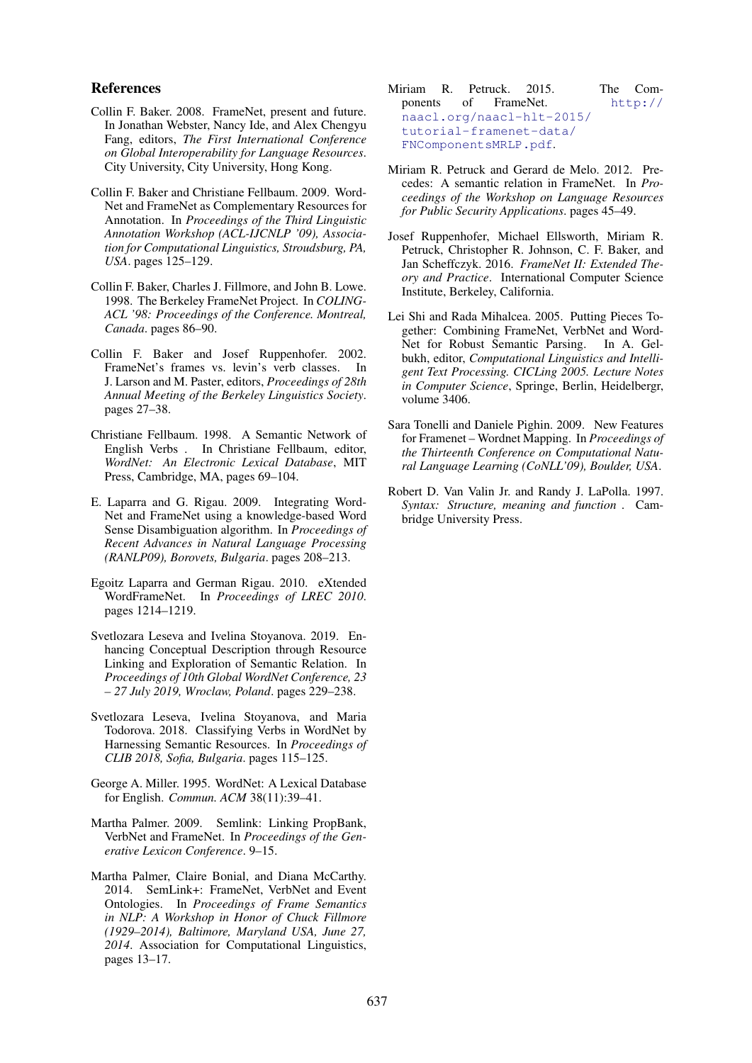## References

Collin F. Baker. 2008. FrameNet, present and future. In Jonathan Webster, Nancy Ide, and Alex Chengyu Fang, editors, *The First International Conference on Global Interoperability for Language Resources*. City University, City University, Hong Kong.

Collin F. Baker and Christiane Fellbaum. 2009. WordNet and FrameNet as Complementary Resources for Annotation. In *Proceedings of the Third Linguistic Annotation Workshop (ACL-IJCNLP '09), Association for Computational Linguistics, Stroudsburg, PA, USA*. pages 125–129.

Collin F. Baker, Charles J. Fillmore, and John B. Lowe. 1998. The Berkeley FrameNet Project. In *COLING-ACL '98: Proceedings of the Conference. Montreal, Canada*. pages 86–90.

Collin F. Baker and Josef Ruppenhofer. 2002. FrameNet's frames vs. levin's verb classes. In J. Larson and M. Paster, editors, *Proceedings of 28th Annual Meeting of the Berkeley Linguistics Society*. pages 27–38.

Christiane Fellbaum. 1998. A Semantic Network of English Verbs . In Christiane Fellbaum, editor, *WordNet: An Electronic Lexical Database*, MIT Press, Cambridge, MA, pages 69–104.

E. Laparra and G. Rigau. 2009. Integrating WordNet and FrameNet using a knowledge-based Word Sense Disambiguation algorithm. In *Proceedings of Recent Advances in Natural Language Processing (RANLP09), Borovets, Bulgaria*. pages 208–213.

Egoitz Laparra and German Rigau. 2010. eXtended WordFrameNet. In *Proceedings of LREC 2010*. pages 1214–1219.

Svetlozara Leseva and Ivelina Stoyanova. 2019. Enhancing Conceptual Description through Resource Linking and Exploration of Semantic Relation. In *Proceedings of 10th Global WordNet Conference, 23 – 27 July 2019, Wroclaw, Poland*. pages 229–238.

Svetlozara Leseva, Ivelina Stoyanova, and Maria Todorova. 2018. Classifying Verbs in WordNet by Harnessing Semantic Resources. In *Proceedings of CLIB 2018, Sofia, Bulgaria*. pages 115–125.

George A. Miller. 1995. WordNet: A Lexical Database for English. *Commun. ACM* 38(11):39–41.

Martha Palmer. 2009. Semlink: Linking PropBank, VerbNet and FrameNet. In *Proceedings of the Generative Lexicon Conference*. 9–15.

Martha Palmer, Claire Bonial, and Diana McCarthy. 2014. SemLink+: FrameNet, VerbNet and Event Ontologies. In *Proceedings of Frame Semantics in NLP: A Workshop in Honor of Chuck Fillmore (1929–2014), Baltimore, Maryland USA, June 27, 2014*. Association for Computational Linguistics, pages 13–17.

Miriam R. Petruck. 2015. The Components of FrameNet. http://naacl.org/naacl-hlt-2015/tutorial-framenet-data/FNComponentsMRLP.pdf.

Miriam R. Petruck and Gerard de Melo. 2012. Precedes: A semantic relation in FrameNet. In *Proceedings of the Workshop on Language Resources for Public Security Applications*. pages 45–49.

Josef Ruppenhofer, Michael Ellsworth, Miriam R. Petruck, Christopher R. Johnson, C. F. Baker, and Jan Scheffczyk. 2016. *FrameNet II: Extended Theory and Practice*. International Computer Science Institute, Berkeley, California.

Lei Shi and Rada Mihalcea. 2005. Putting Pieces Together: Combining FrameNet, VerbNet and WordNet for Robust Semantic Parsing. In A. Gelbukh, editor, *Computational Linguistics and Intelligent Text Processing. CICLing 2005. Lecture Notes in Computer Science*, Springe, Berlin, Heidelbergr, volume 3406.

Sara Tonelli and Daniele Pighin. 2009. New Features for Framenet – Wordnet Mapping. In *Proceedings of the Thirteenth Conference on Computational Natural Language Learning (CoNLL'09), Boulder, USA*.

Robert D. Van Valin Jr. and Randy J. LaPolla. 1997. *Syntax: Structure, meaning and function* . Cambridge University Press.